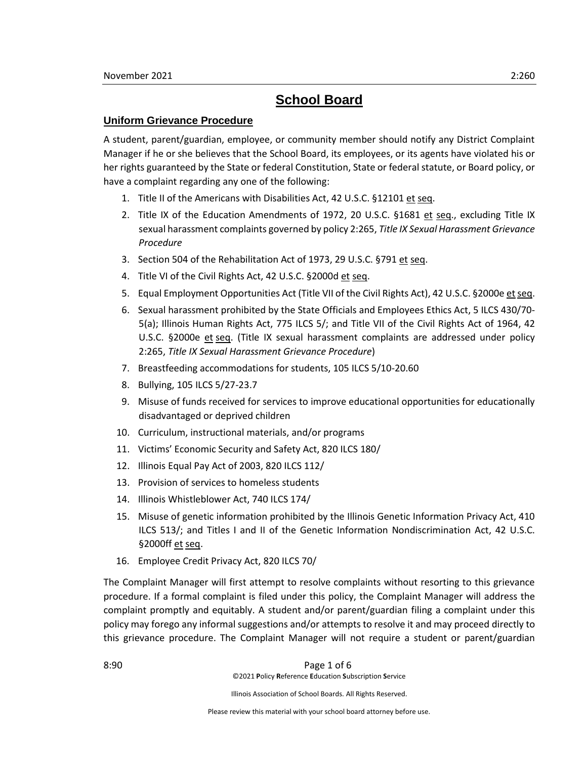# School Board

## Uniform Grievance Procedure

A student, parent/guardian, employee, or community member should notify any District Complaint Manager if he or she believes that the School Board, its employees, or its agents have violated his or her rights guaranteed by the State or federal Constitution, State or federal statute, or Board policy, or have a complaint regarding any one of the following:

1. Title II of the Americans with Disabilities Act, 42 U.S.C. §12101 et seq.
2. Title IX of the Education Amendments of 1972, 20 U.S.C. §1681 et seq., excluding Title IX sexual harassment complaints governed by policy 2:265, *Title IX Sexual Harassment Grievance Procedure*
3. Section 504 of the Rehabilitation Act of 1973, 29 U.S.C. §791 et seq.
4. Title VI of the Civil Rights Act, 42 U.S.C. §2000d et seq.
5. Equal Employment Opportunities Act (Title VII of the Civil Rights Act), 42 U.S.C. §2000e et seq.
6. Sexual harassment prohibited by the State Officials and Employees Ethics Act, 5 ILCS 430/70-5(a); Illinois Human Rights Act, 775 ILCS 5/; and Title VII of the Civil Rights Act of 1964, 42 U.S.C. §2000e et seq. (Title IX sexual harassment complaints are addressed under policy 2:265, *Title IX Sexual Harassment Grievance Procedure*)
7. Breastfeeding accommodations for students, 105 ILCS 5/10-20.60
8. Bullying, 105 ILCS 5/27-23.7
9. Misuse of funds received for services to improve educational opportunities for educationally disadvantaged or deprived children
10. Curriculum, instructional materials, and/or programs
11. Victims' Economic Security and Safety Act, 820 ILCS 180/
12. Illinois Equal Pay Act of 2003, 820 ILCS 112/
13. Provision of services to homeless students
14. Illinois Whistleblower Act, 740 ILCS 174/
15. Misuse of genetic information prohibited by the Illinois Genetic Information Privacy Act, 410 ILCS 513/; and Titles I and II of the Genetic Information Nondiscrimination Act, 42 U.S.C. §2000ff et seq.
16. Employee Credit Privacy Act, 820 ILCS 70/

The Complaint Manager will first attempt to resolve complaints without resorting to this grievance procedure. If a formal complaint is filed under this policy, the Complaint Manager will address the complaint promptly and equitably. A student and/or parent/guardian filing a complaint under this policy may forego any informal suggestions and/or attempts to resolve it and may proceed directly to this grievance procedure. The Complaint Manager will not require a student or parent/guardian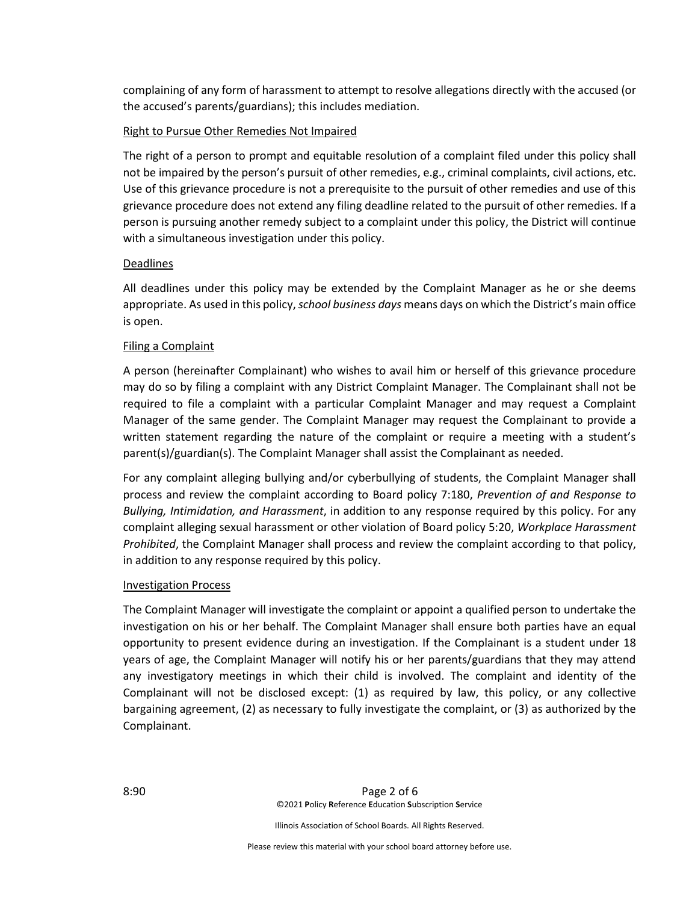complaining of any form of harassment to attempt to resolve allegations directly with the accused (or the accused's parents/guardians); this includes mediation.

Right to Pursue Other Remedies Not Impaired

The right of a person to prompt and equitable resolution of a complaint filed under this policy shall not be impaired by the person's pursuit of other remedies, e.g., criminal complaints, civil actions, etc. Use of this grievance procedure is not a prerequisite to the pursuit of other remedies and use of this grievance procedure does not extend any filing deadline related to the pursuit of other remedies. If a person is pursuing another remedy subject to a complaint under this policy, the District will continue with a simultaneous investigation under this policy.

Deadlines

All deadlines under this policy may be extended by the Complaint Manager as he or she deems appropriate. As used in this policy, *school business days* means days on which the District's main office is open.

Filing a Complaint

A person (hereinafter Complainant) who wishes to avail him or herself of this grievance procedure may do so by filing a complaint with any District Complaint Manager. The Complainant shall not be required to file a complaint with a particular Complaint Manager and may request a Complaint Manager of the same gender. The Complaint Manager may request the Complainant to provide a written statement regarding the nature of the complaint or require a meeting with a student's parent(s)/guardian(s). The Complaint Manager shall assist the Complainant as needed.

For any complaint alleging bullying and/or cyberbullying of students, the Complaint Manager shall process and review the complaint according to Board policy 7:180, *Prevention of and Response to Bullying, Intimidation, and Harassment*, in addition to any response required by this policy. For any complaint alleging sexual harassment or other violation of Board policy 5:20, *Workplace Harassment Prohibited*, the Complaint Manager shall process and review the complaint according to that policy, in addition to any response required by this policy.

Investigation Process

The Complaint Manager will investigate the complaint or appoint a qualified person to undertake the investigation on his or her behalf. The Complaint Manager shall ensure both parties have an equal opportunity to present evidence during an investigation. If the Complainant is a student under 18 years of age, the Complaint Manager will notify his or her parents/guardians that they may attend any investigatory meetings in which their child is involved. The complaint and identity of the Complainant will not be disclosed except: (1) as required by law, this policy, or any collective bargaining agreement, (2) as necessary to fully investigate the complaint, or (3) as authorized by the Complainant.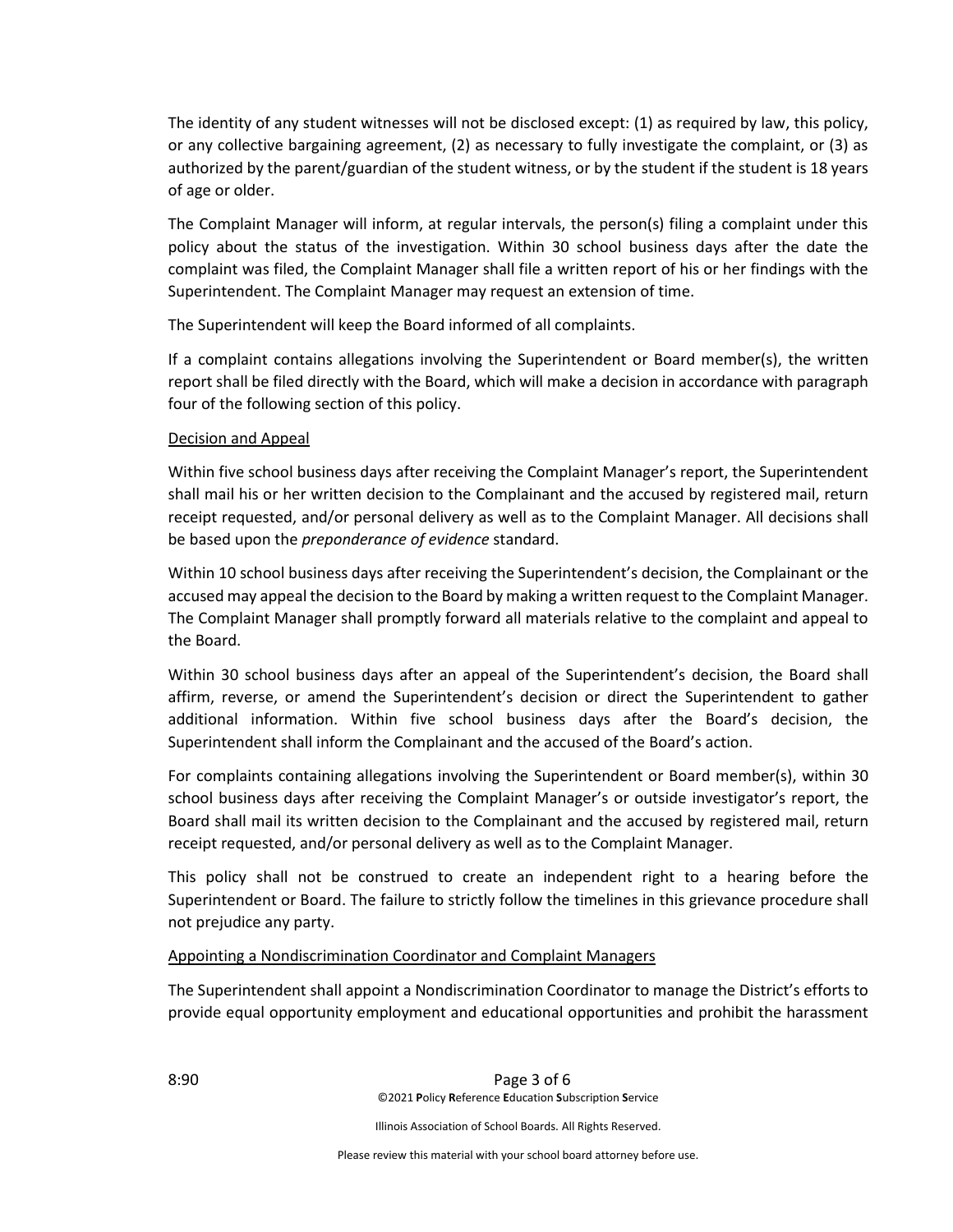The identity of any student witnesses will not be disclosed except: (1) as required by law, this policy, or any collective bargaining agreement, (2) as necessary to fully investigate the complaint, or (3) as authorized by the parent/guardian of the student witness, or by the student if the student is 18 years of age or older.

The Complaint Manager will inform, at regular intervals, the person(s) filing a complaint under this policy about the status of the investigation. Within 30 school business days after the date the complaint was filed, the Complaint Manager shall file a written report of his or her findings with the Superintendent. The Complaint Manager may request an extension of time.

The Superintendent will keep the Board informed of all complaints.

If a complaint contains allegations involving the Superintendent or Board member(s), the written report shall be filed directly with the Board, which will make a decision in accordance with paragraph four of the following section of this policy.

Decision and Appeal

Within five school business days after receiving the Complaint Manager's report, the Superintendent shall mail his or her written decision to the Complainant and the accused by registered mail, return receipt requested, and/or personal delivery as well as to the Complaint Manager. All decisions shall be based upon the *preponderance of evidence* standard.

Within 10 school business days after receiving the Superintendent's decision, the Complainant or the accused may appeal the decision to the Board by making a written request to the Complaint Manager. The Complaint Manager shall promptly forward all materials relative to the complaint and appeal to the Board.

Within 30 school business days after an appeal of the Superintendent's decision, the Board shall affirm, reverse, or amend the Superintendent's decision or direct the Superintendent to gather additional information. Within five school business days after the Board's decision, the Superintendent shall inform the Complainant and the accused of the Board's action.

For complaints containing allegations involving the Superintendent or Board member(s), within 30 school business days after receiving the Complaint Manager's or outside investigator's report, the Board shall mail its written decision to the Complainant and the accused by registered mail, return receipt requested, and/or personal delivery as well as to the Complaint Manager.

This policy shall not be construed to create an independent right to a hearing before the Superintendent or Board. The failure to strictly follow the timelines in this grievance procedure shall not prejudice any party.

Appointing a Nondiscrimination Coordinator and Complaint Managers

The Superintendent shall appoint a Nondiscrimination Coordinator to manage the District's efforts to provide equal opportunity employment and educational opportunities and prohibit the harassment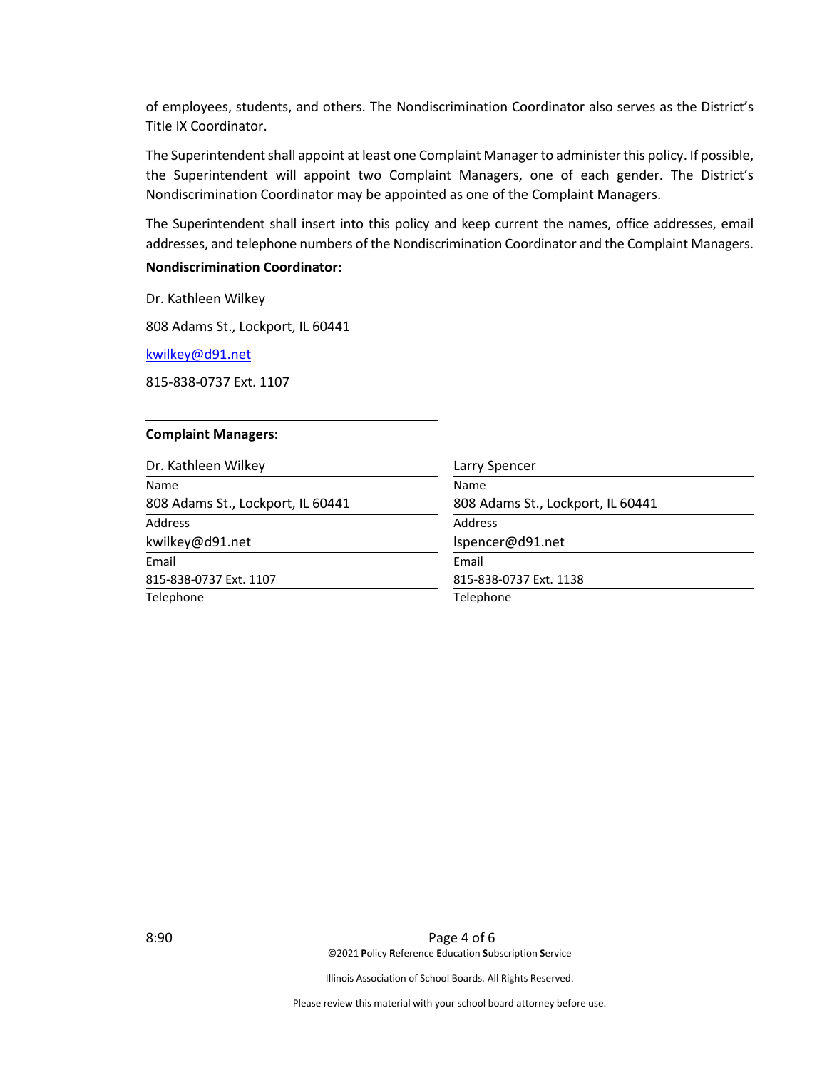of employees, students, and others. The Nondiscrimination Coordinator also serves as the District's Title IX Coordinator.

The Superintendent shall appoint at least one Complaint Manager to administer this policy. If possible, the Superintendent will appoint two Complaint Managers, one of each gender. The District's Nondiscrimination Coordinator may be appointed as one of the Complaint Managers.

The Superintendent shall insert into this policy and keep current the names, office addresses, email addresses, and telephone numbers of the Nondiscrimination Coordinator and the Complaint Managers.

**Nondiscrimination Coordinator:**

Dr. Kathleen Wilkey

808 Adams St., Lockport, IL 60441

kwilkey@d91.net

815-838-0737 Ext. 1107

**Complaint Managers:**

| Dr. Kathleen Wilkey | Larry Spencer |
|---|---|
| Name | Name |
| 808 Adams St., Lockport, IL 60441 | 808 Adams St., Lockport, IL 60441 |
| Address | Address |
| kwilkey@d91.net | lspencer@d91.net |
| Email | Email |
| 815-838-0737 Ext. 1107 | 815-838-0737 Ext. 1138 |
| Telephone | Telephone |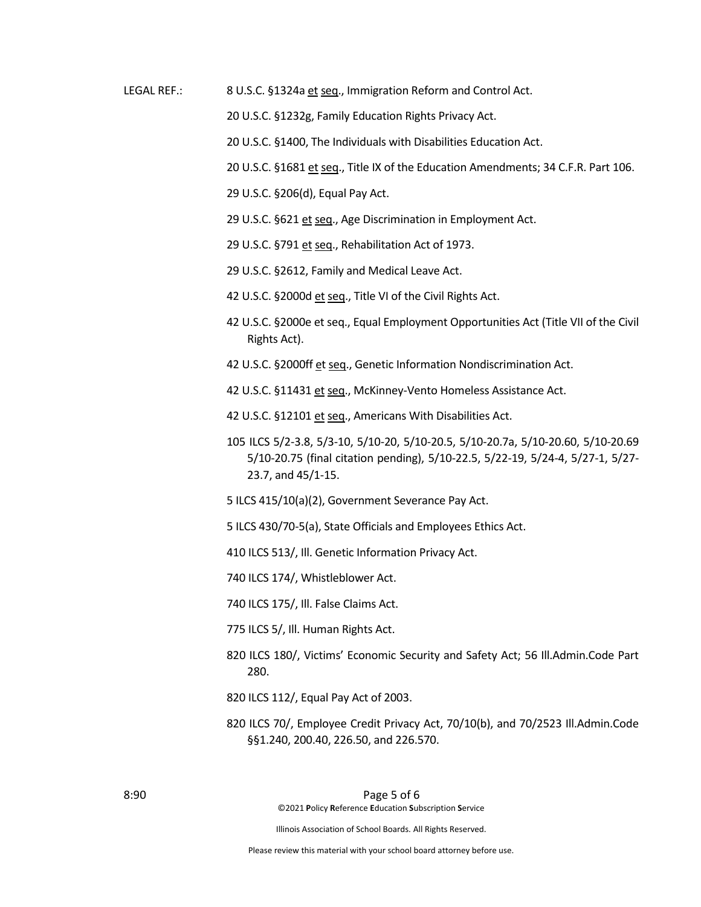LEGAL REF.:

8 U.S.C. §1324a et seq., Immigration Reform and Control Act.

20 U.S.C. §1232g, Family Education Rights Privacy Act.

20 U.S.C. §1400, The Individuals with Disabilities Education Act.

20 U.S.C. §1681 et seq., Title IX of the Education Amendments; 34 C.F.R. Part 106.

29 U.S.C. §206(d), Equal Pay Act.

29 U.S.C. §621 et seq., Age Discrimination in Employment Act.

29 U.S.C. §791 et seq., Rehabilitation Act of 1973.

29 U.S.C. §2612, Family and Medical Leave Act.

42 U.S.C. §2000d et seq., Title VI of the Civil Rights Act.

42 U.S.C. §2000e et seq., Equal Employment Opportunities Act (Title VII of the Civil Rights Act).

42 U.S.C. §2000ff et seq., Genetic Information Nondiscrimination Act.

42 U.S.C. §11431 et seq., McKinney-Vento Homeless Assistance Act.

42 U.S.C. §12101 et seq., Americans With Disabilities Act.

105 ILCS 5/2-3.8, 5/3-10, 5/10-20, 5/10-20.5, 5/10-20.7a, 5/10-20.60, 5/10-20.69 5/10-20.75 (final citation pending), 5/10-22.5, 5/22-19, 5/24-4, 5/27-1, 5/27-23.7, and 45/1-15.

5 ILCS 415/10(a)(2), Government Severance Pay Act.

5 ILCS 430/70-5(a), State Officials and Employees Ethics Act.

410 ILCS 513/, Ill. Genetic Information Privacy Act.

740 ILCS 174/, Whistleblower Act.

740 ILCS 175/, Ill. False Claims Act.

775 ILCS 5/, Ill. Human Rights Act.

820 ILCS 180/, Victims' Economic Security and Safety Act; 56 Ill.Admin.Code Part 280.

820 ILCS 112/, Equal Pay Act of 2003.

820 ILCS 70/, Employee Credit Privacy Act, 70/10(b), and 70/2523 Ill.Admin.Code §§1.240, 200.40, 226.50, and 226.570.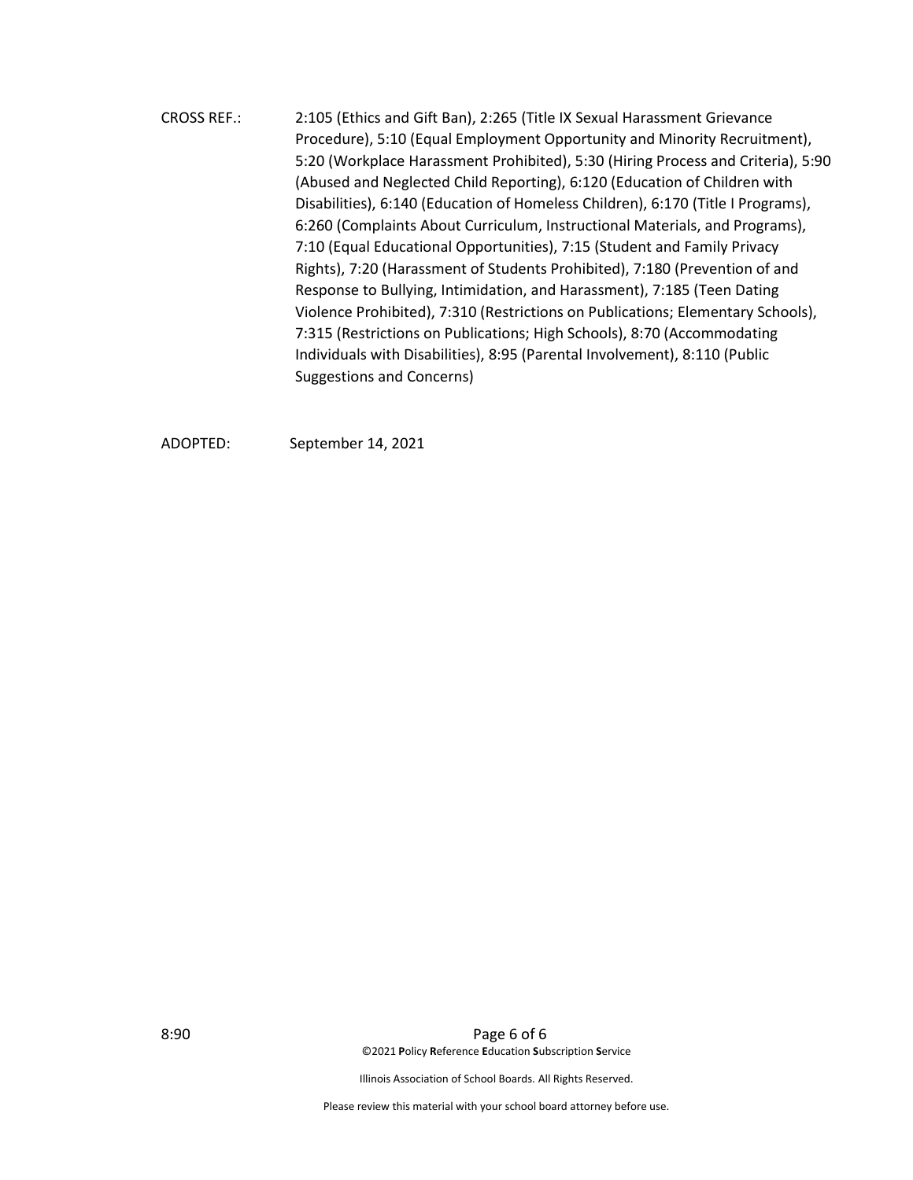CROSS REF.: 2:105 (Ethics and Gift Ban), 2:265 (Title IX Sexual Harassment Grievance Procedure), 5:10 (Equal Employment Opportunity and Minority Recruitment), 5:20 (Workplace Harassment Prohibited), 5:30 (Hiring Process and Criteria), 5:90 (Abused and Neglected Child Reporting), 6:120 (Education of Children with Disabilities), 6:140 (Education of Homeless Children), 6:170 (Title I Programs), 6:260 (Complaints About Curriculum, Instructional Materials, and Programs), 7:10 (Equal Educational Opportunities), 7:15 (Student and Family Privacy Rights), 7:20 (Harassment of Students Prohibited), 7:180 (Prevention of and Response to Bullying, Intimidation, and Harassment), 7:185 (Teen Dating Violence Prohibited), 7:310 (Restrictions on Publications; Elementary Schools), 7:315 (Restrictions on Publications; High Schools), 8:70 (Accommodating Individuals with Disabilities), 8:95 (Parental Involvement), 8:110 (Public Suggestions and Concerns)

ADOPTED: September 14, 2021